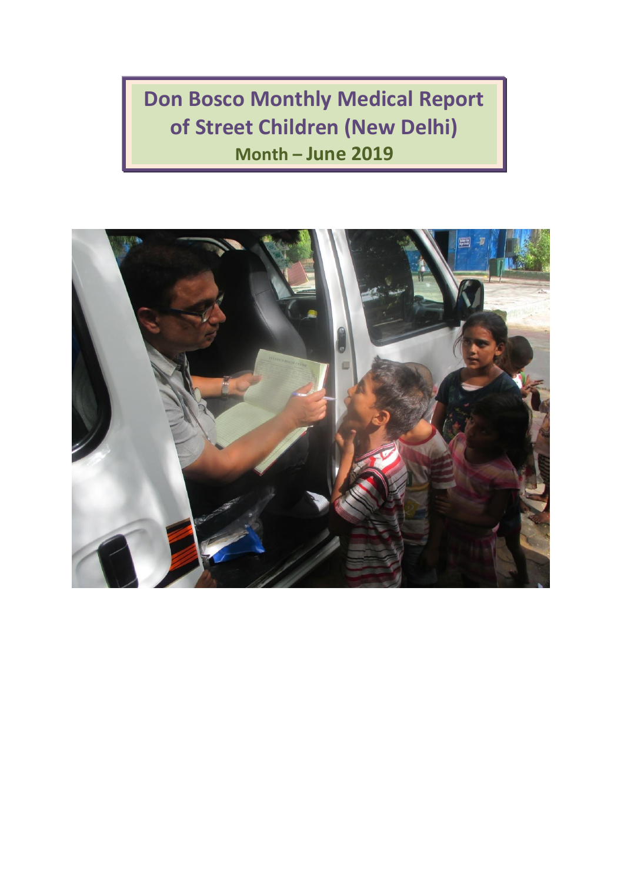# Don Bosco Monthly Medical Report of Street Children (New Delhi)

**Month – June 2019**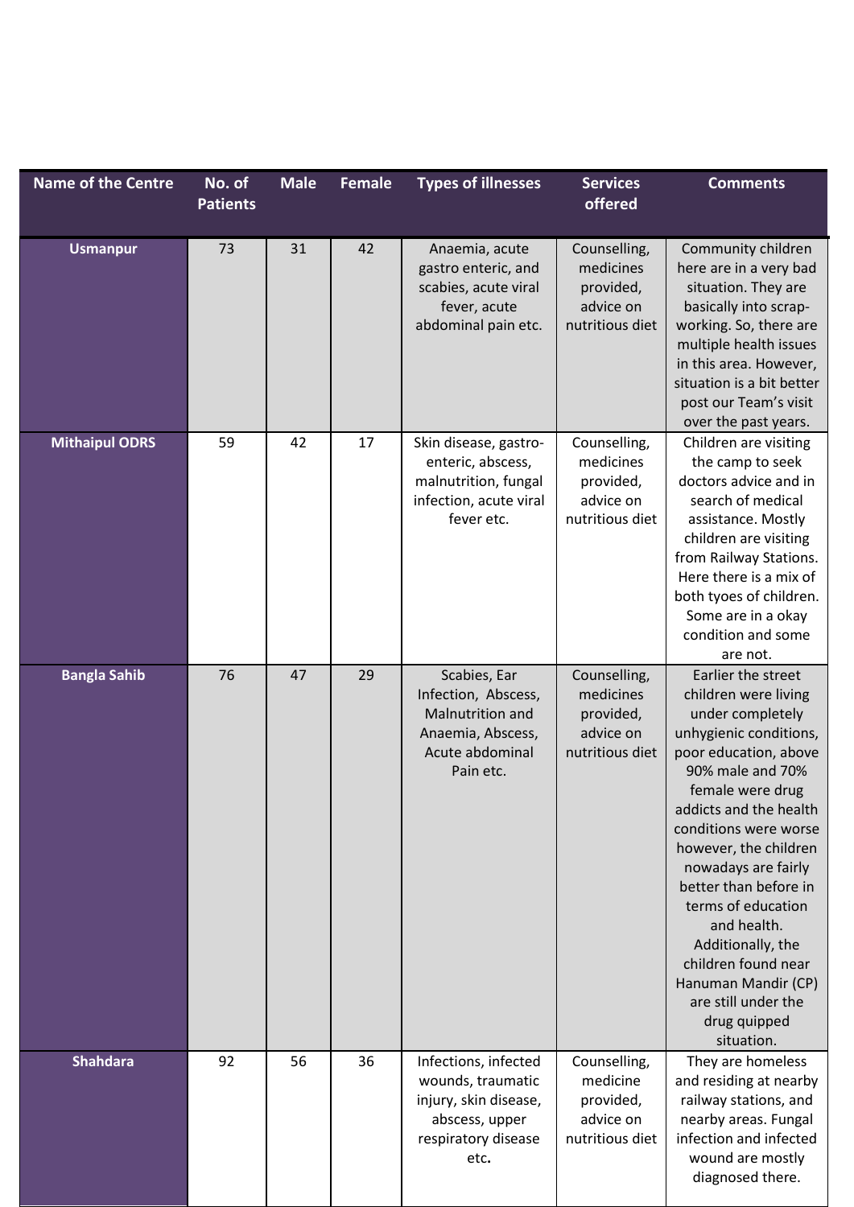| Name of the Centre | No. of Patients | Male | Female | Types of illnesses | Services offered | Comments |
|---|---|---|---|---|---|---|
| **Usmanpur** | 73 | 31 | 42 | Anaemia, acute gastro enteric, and scabies, acute viral fever, acute abdominal pain etc. | Counselling, medicines provided, advice on nutritious diet | Community children here are in a very bad situation. They are basically into scrap-working. So, there are multiple health issues in this area. However, situation is a bit better post our Team's visit over the past years. |
| **Mithaipul ODRS** | 59 | 42 | 17 | Skin disease, gastro-enteric, abscess, malnutrition, fungal infection, acute viral fever etc. | Counselling, medicines provided, advice on nutritious diet | Children are visiting the camp to seek doctors advice and in search of medical assistance. Mostly children are visiting from Railway Stations. Here there is a mix of both tyoes of children. Some are in a okay condition and some are not. |
| **Bangla Sahib** | 76 | 47 | 29 | Scabies, Ear Infection, Abscess, Malnutrition and Anaemia, Abscess, Acute abdominal Pain etc. | Counselling, medicines provided, advice on nutritious diet | Earlier the street children were living under completely unhygienic conditions, poor education, above 90% male and 70% female were drug addicts and the health conditions were worse however, the children nowadays are fairly better than before in terms of education and health. Additionally, the children found near Hanuman Mandir (CP) are still under the drug quipped situation. |
| **Shahdara** | 92 | 56 | 36 | Infections, infected wounds, traumatic injury, skin disease, abscess, upper respiratory disease etc. | Counselling, medicine provided, advice on nutritious diet | They are homeless and residing at nearby railway stations, and nearby areas. Fungal infection and infected wound are mostly diagnosed there. |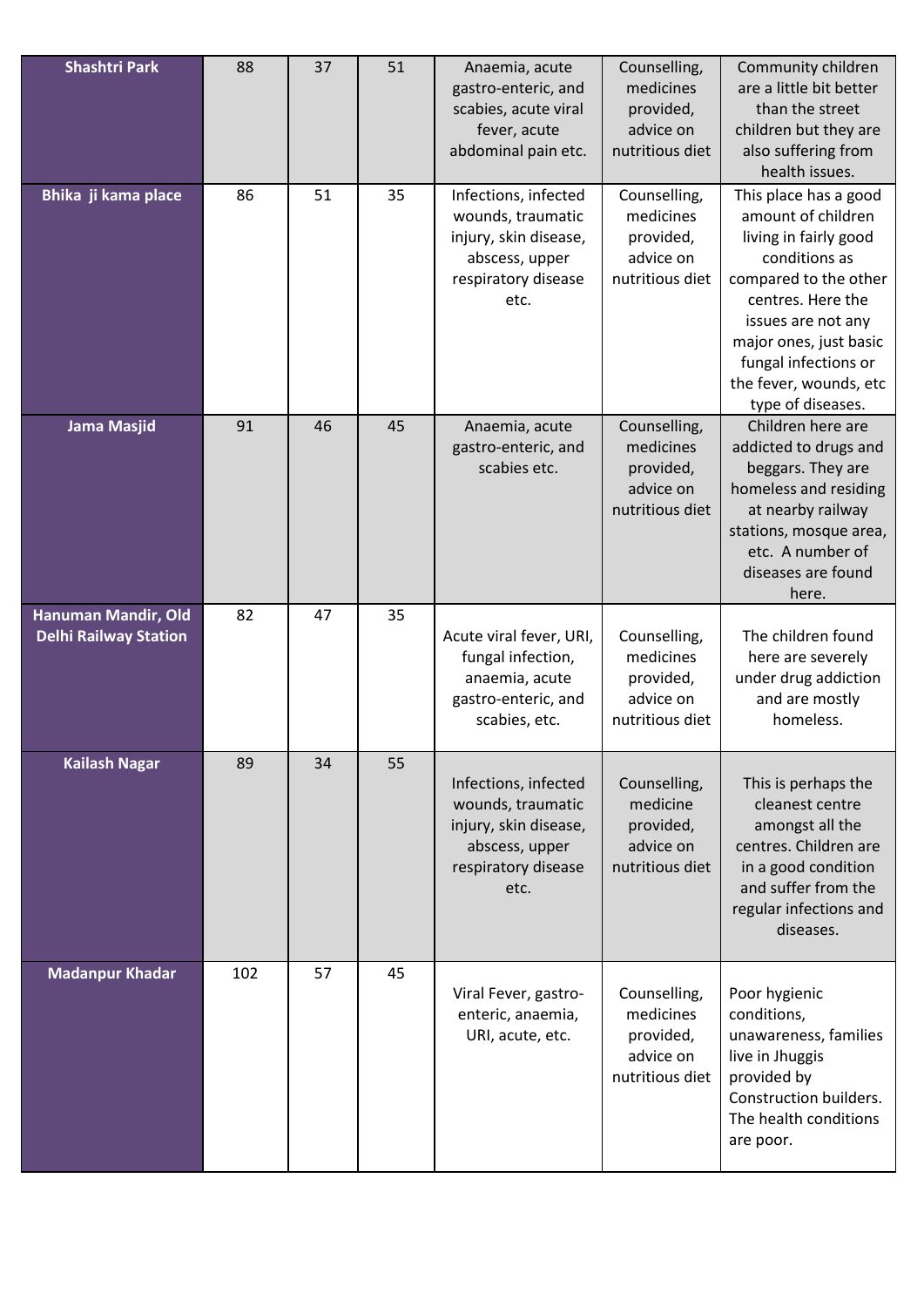| Shashtri Park | 88 | 37 | 51 | Anaemia, acute gastro-enteric, and scabies, acute viral fever, acute abdominal pain etc. | Counselling, medicines provided, advice on nutritious diet | Community children are a little bit better than the street children but they are also suffering from health issues. |
|---|---|---|---|---|---|---|
| Bhika ji kama place | 86 | 51 | 35 | Infections, infected wounds, traumatic injury, skin disease, abscess, upper respiratory disease etc. | Counselling, medicines provided, advice on nutritious diet | This place has a good amount of children living in fairly good conditions as compared to the other centres. Here the issues are not any major ones, just basic fungal infections or the fever, wounds, etc type of diseases. |
| Jama Masjid | 91 | 46 | 45 | Anaemia, acute gastro-enteric, and scabies etc. | Counselling, medicines provided, advice on nutritious diet | Children here are addicted to drugs and beggars. They are homeless and residing at nearby railway stations, mosque area, etc. A number of diseases are found here. |
| Hanuman Mandir, Old Delhi Railway Station | 82 | 47 | 35 | Acute viral fever, URI, fungal infection, anaemia, acute gastro-enteric, and scabies, etc. | Counselling, medicines provided, advice on nutritious diet | The children found here are severely under drug addiction and are mostly homeless. |
| Kailash Nagar | 89 | 34 | 55 | Infections, infected wounds, traumatic injury, skin disease, abscess, upper respiratory disease etc. | Counselling, medicine provided, advice on nutritious diet | This is perhaps the cleanest centre amongst all the centres. Children are in a good condition and suffer from the regular infections and diseases. |
| Madanpur Khadar | 102 | 57 | 45 | Viral Fever, gastro-enteric, anaemia, URI, acute, etc. | Counselling, medicines provided, advice on nutritious diet | Poor hygienic conditions, unawareness, families live in Jhuggis provided by Construction builders. The health conditions are poor. |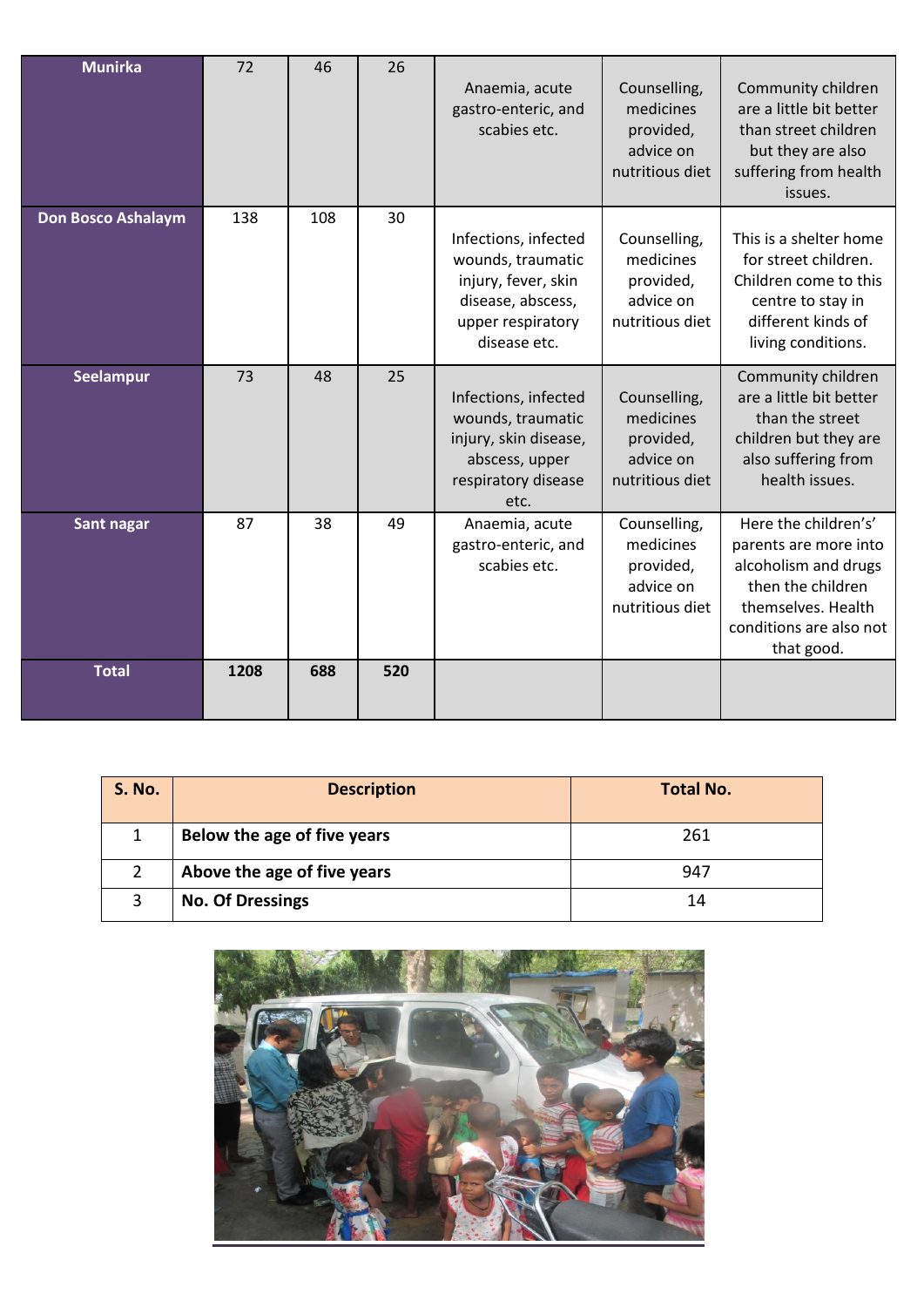| Munirka | 72 | 46 | 26 | Anaemia, acute gastro-enteric, and scabies etc. | Counselling, medicines provided, advice on nutritious diet | Community children are a little bit better than street children but they are also suffering from health issues. |
|---|---|---|---|---|---|---|
| Don Bosco Ashalaym | 138 | 108 | 30 | Infections, infected wounds, traumatic injury, fever, skin disease, abscess, upper respiratory disease etc. | Counselling, medicines provided, advice on nutritious diet | This is a shelter home for street children. Children come to this centre to stay in different kinds of living conditions. |
| Seelampur | 73 | 48 | 25 | Infections, infected wounds, traumatic injury, skin disease, abscess, upper respiratory disease etc. | Counselling, medicines provided, advice on nutritious diet | Community children are a little bit better than the street children but they are also suffering from health issues. |
| Sant nagar | 87 | 38 | 49 | Anaemia, acute gastro-enteric, and scabies etc. | Counselling, medicines provided, advice on nutritious diet | Here the children's' parents are more into alcoholism and drugs then the children themselves. Health conditions are also not that good. |
| **Total** | **1208** | **688** | **520** | | | |

| S. No. | Description | Total No. |
|---|---|---|
| 1 | **Below the age of five years** | 261 |
| 2 | **Above the age of five years** | 947 |
| 3 | **No. Of Dressings** | 14 |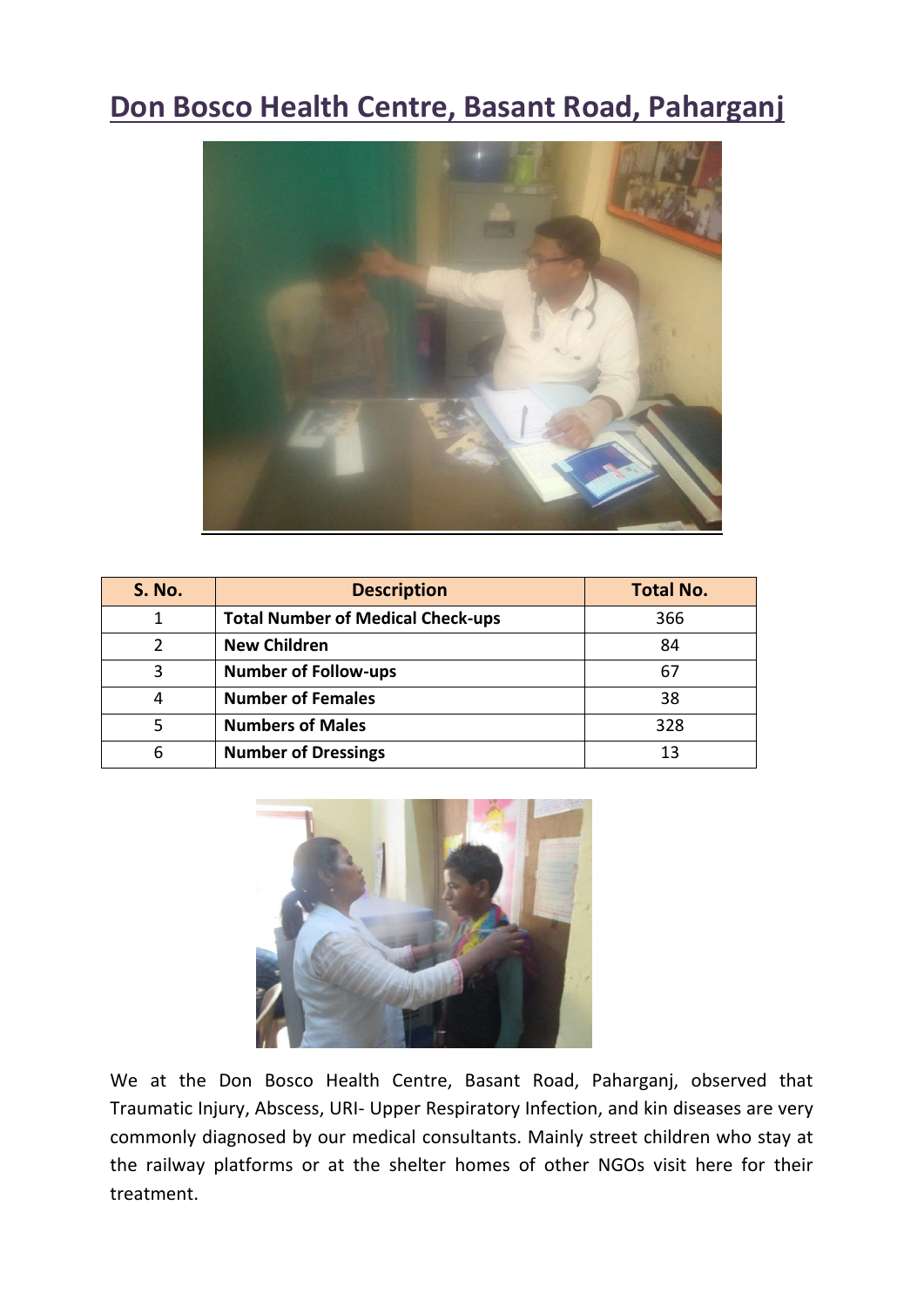# Don Bosco Health Centre, Basant Road, Paharganj

| S. No. | Description | Total No. |
|---|---|---|
| 1 | **Total Number of Medical Check-ups** | 366 |
| 2 | **New Children** | 84 |
| 3 | **Number of Follow-ups** | 67 |
| 4 | **Number of Females** | 38 |
| 5 | **Numbers of Males** | 328 |
| 6 | **Number of Dressings** | 13 |

We at the Don Bosco Health Centre, Basant Road, Paharganj, observed that Traumatic Injury, Abscess, URI- Upper Respiratory Infection, and kin diseases are very commonly diagnosed by our medical consultants. Mainly street children who stay at the railway platforms or at the shelter homes of other NGOs visit here for their treatment.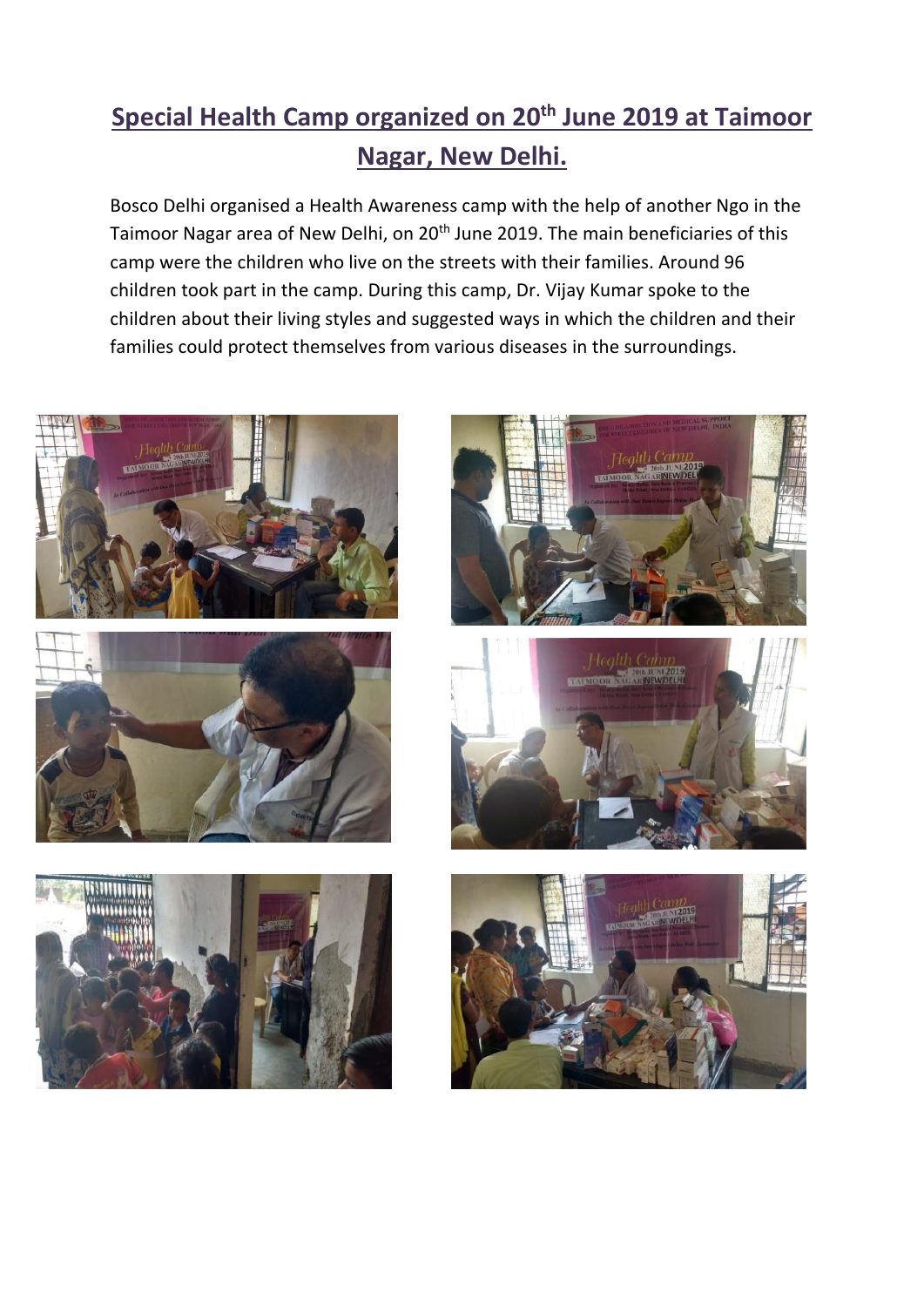# Special Health Camp organized on 20th June 2019 at Taimoor Nagar, New Delhi.

Bosco Delhi organised a Health Awareness camp with the help of another Ngo in the Taimoor Nagar area of New Delhi, on 20th June 2019. The main beneficiaries of this camp were the children who live on the streets with their families. Around 96 children took part in the camp. During this camp, Dr. Vijay Kumar spoke to the children about their living styles and suggested ways in which the children and their families could protect themselves from various diseases in the surroundings.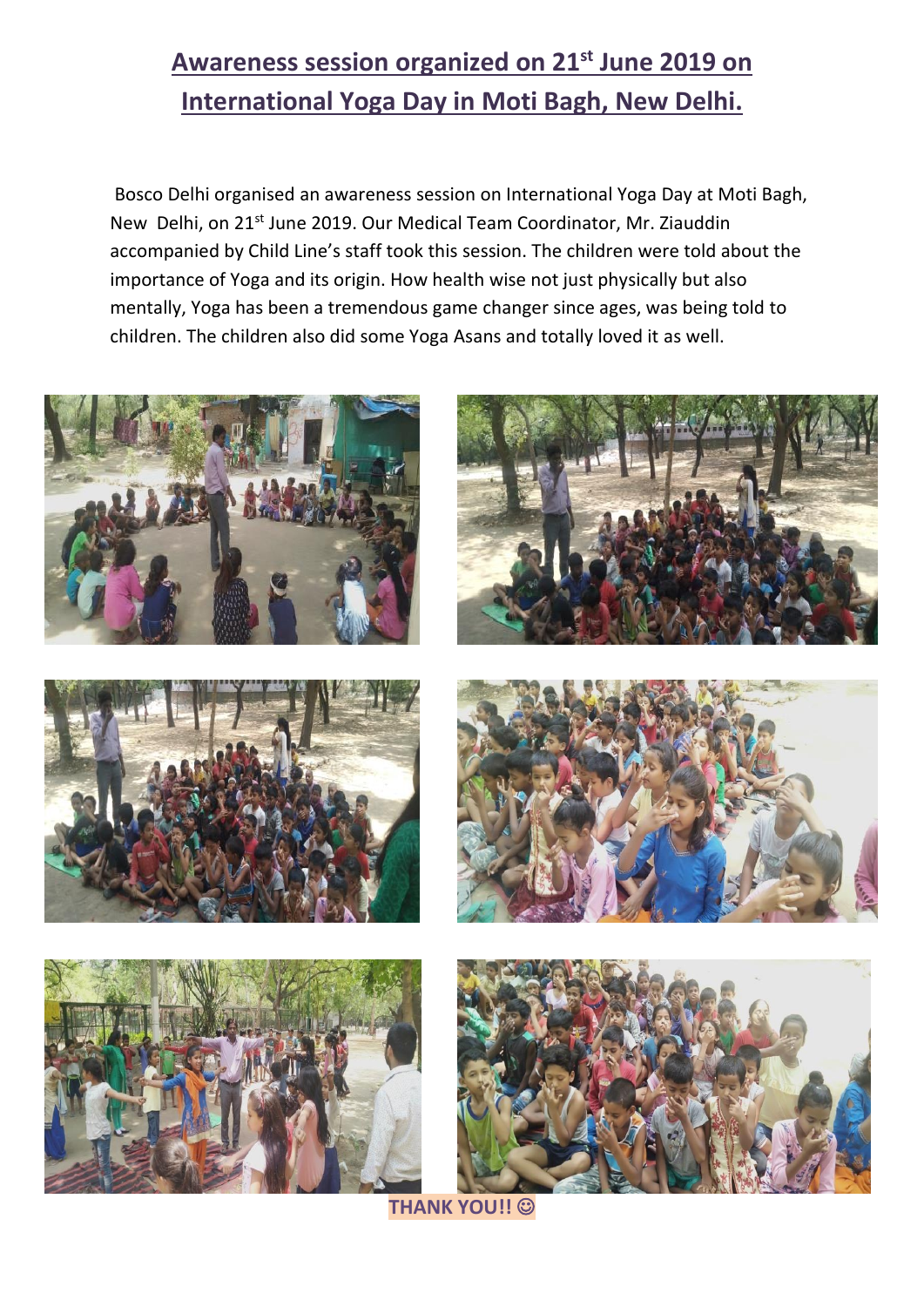# Awareness session organized on 21st June 2019 on International Yoga Day in Moti Bagh, New Delhi.

Bosco Delhi organised an awareness session on International Yoga Day at Moti Bagh, New Delhi, on 21st June 2019. Our Medical Team Coordinator, Mr. Ziauddin accompanied by Child Line's staff took this session. The children were told about the importance of Yoga and its origin. How health wise not just physically but also mentally, Yoga has been a tremendous game changer since ages, was being told to children. The children also did some Yoga Asans and totally loved it as well.

**THANK YOU!! ☺**